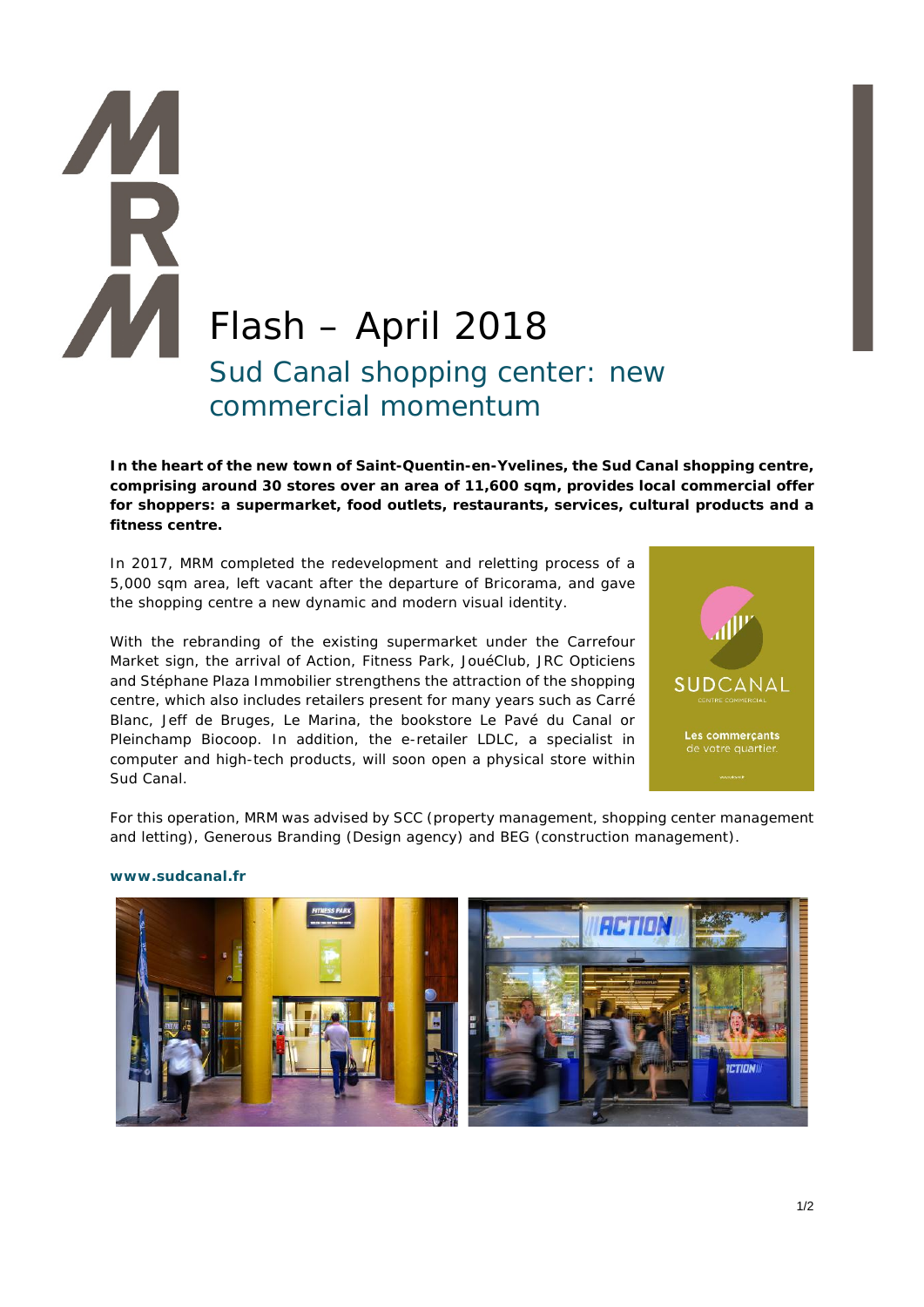# Flash – April 2018

## Sud Canal shopping center: new commercial momentum

**In the heart of the new town of Saint-Quentin-en-Yvelines, the Sud Canal shopping centre, comprising around 30 stores over an area of 11,600 sqm, provides local commercial offer for shoppers: a supermarket, food outlets, restaurants, services, cultural products and a fitness centre.**

In 2017, MRM completed the redevelopment and reletting process of a 5,000 sqm area, left vacant after the departure of Bricorama, and gave the shopping centre a new dynamic and modern visual identity.

With the rebranding of the existing supermarket under the Carrefour Market sign, the arrival of Action, Fitness Park, JouéClub, JRC Opticiens and Stéphane Plaza Immobilier strengthens the attraction of the shopping centre, which also includes retailers present for many years such as Carré Blanc, Jeff de Bruges, Le Marina, the bookstore Le Pavé du Canal or Pleinchamp Biocoop. In addition, the e-retailer LDLC, a specialist in computer and high-tech products, will soon open a physical store within Sud Canal.

For this operation, MRM was advised by SCC (property management, shopping center management and letting), Generous Branding (Design agency) and BEG (construction management).

**www.sudcanal.fr**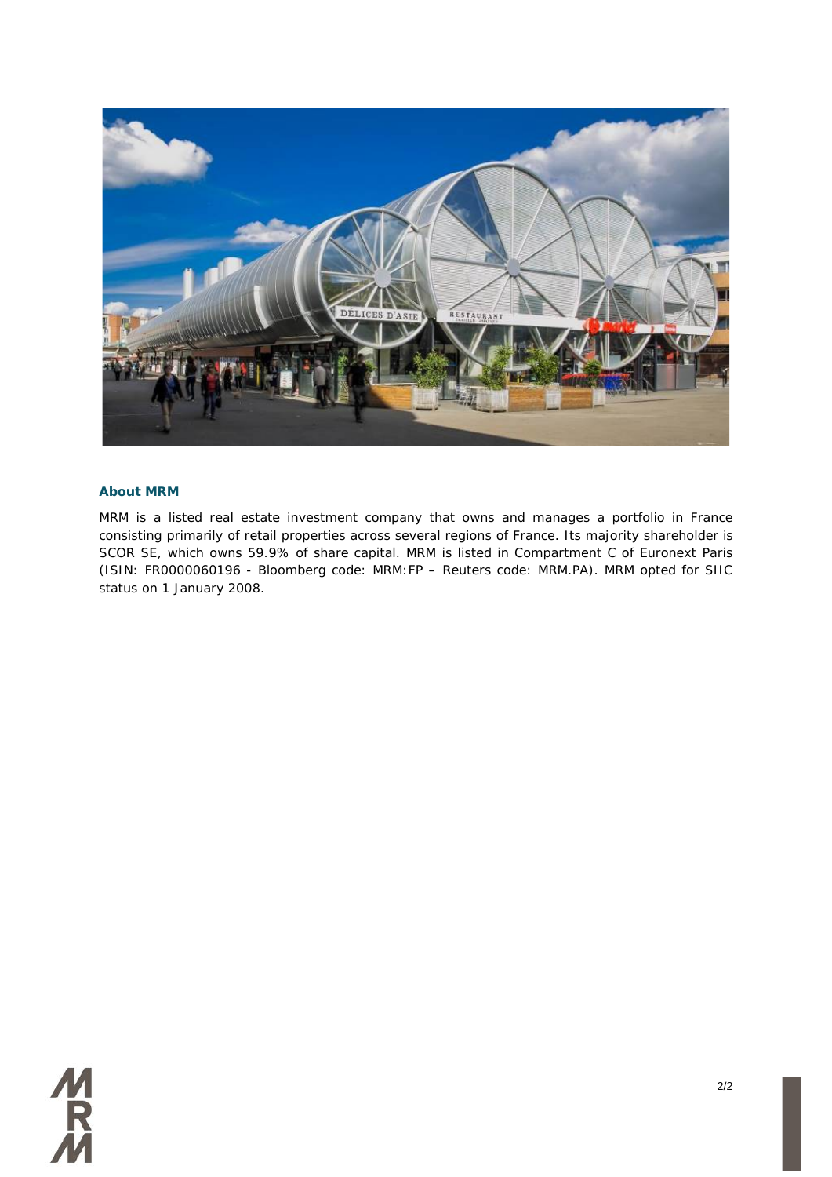**About MRM**

MRM is a listed real estate investment company that owns and manages a portfolio in France consisting primarily of retail properties across several regions of France. Its majority shareholder is SCOR SE, which owns 59.9% of share capital. MRM is listed in Compartment C of Euronext Paris (ISIN: FR0000060196 - Bloomberg code: MRM:FP – Reuters code: MRM.PA). MRM opted for SIIC status on 1 January 2008.